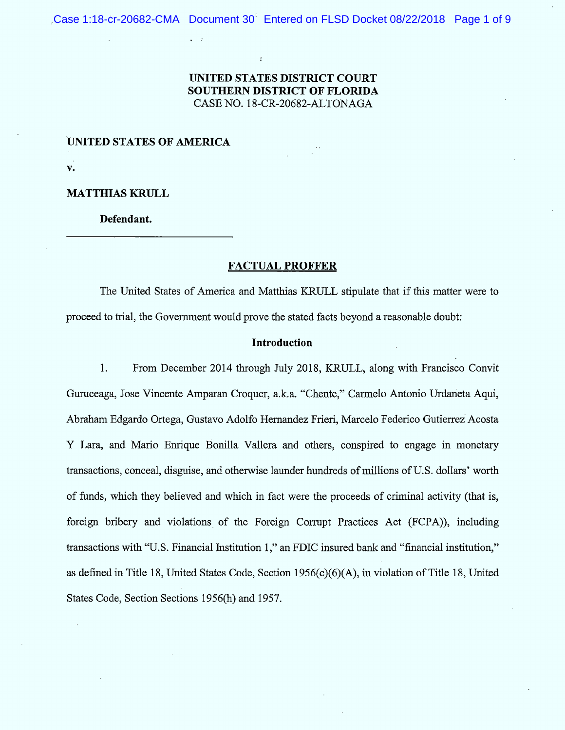**UNITED STATES DISTRICT COURT**
**SOUTHERN DISTRICT OF FLORIDA**
CASE NO. 18-CR-20682-ALTONAGA

**UNITED STATES OF AMERICA**

**v.**

**MATTHIAS KRULL**

**Defendant.**

---

## FACTUAL PROFFER

The United States of America and Matthias KRULL stipulate that if this matter were to proceed to trial, the Government would prove the stated facts beyond a reasonable doubt:

### Introduction

1. From December 2014 through July 2018, KRULL, along with Francisco Convit Guruceaga, Jose Vincente Amparan Croquer, a.k.a. "Chente," Carmelo Antonio Urdaneta Aqui, Abraham Edgardo Ortega, Gustavo Adolfo Hernandez Frieri, Marcelo Federico Gutierrez Acosta Y Lara, and Mario Enrique Bonilla Vallera and others, conspired to engage in monetary transactions, conceal, disguise, and otherwise launder hundreds of millions of U.S. dollars' worth of funds, which they believed and which in fact were the proceeds of criminal activity (that is, foreign bribery and violations of the Foreign Corrupt Practices Act (FCPA)), including transactions with "U.S. Financial Institution 1," an FDIC insured bank and "financial institution," as defined in Title 18, United States Code, Section 1956(c)(6)(A), in violation of Title 18, United States Code, Section Sections 1956(h) and 1957.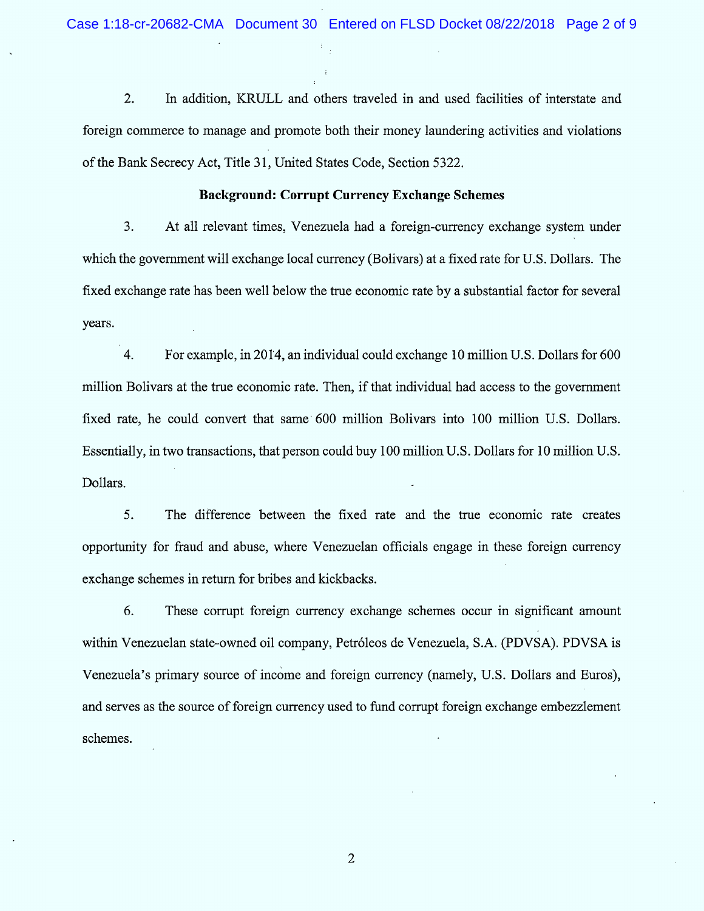2. In addition, KRULL and others traveled in and used facilities of interstate and foreign commerce to manage and promote both their money laundering activities and violations of the Bank Secrecy Act, Title 31, United States Code, Section 5322.

**Background: Corrupt Currency Exchange Schemes**

3. At all relevant times, Venezuela had a foreign-currency exchange system under which the government will exchange local currency (Bolivars) at a fixed rate for U.S. Dollars. The fixed exchange rate has been well below the true economic rate by a substantial factor for several years.

4. For example, in 2014, an individual could exchange 10 million U.S. Dollars for 600 million Bolivars at the true economic rate. Then, if that individual had access to the government fixed rate, he could convert that same 600 million Bolivars into 100 million U.S. Dollars. Essentially, in two transactions, that person could buy 100 million U.S. Dollars for 10 million U.S. Dollars.

5. The difference between the fixed rate and the true economic rate creates opportunity for fraud and abuse, where Venezuelan officials engage in these foreign currency exchange schemes in return for bribes and kickbacks.

6. These corrupt foreign currency exchange schemes occur in significant amount within Venezuelan state-owned oil company, Petróleos de Venezuela, S.A. (PDVSA). PDVSA is Venezuela's primary source of income and foreign currency (namely, U.S. Dollars and Euros), and serves as the source of foreign currency used to fund corrupt foreign exchange embezzlement schemes.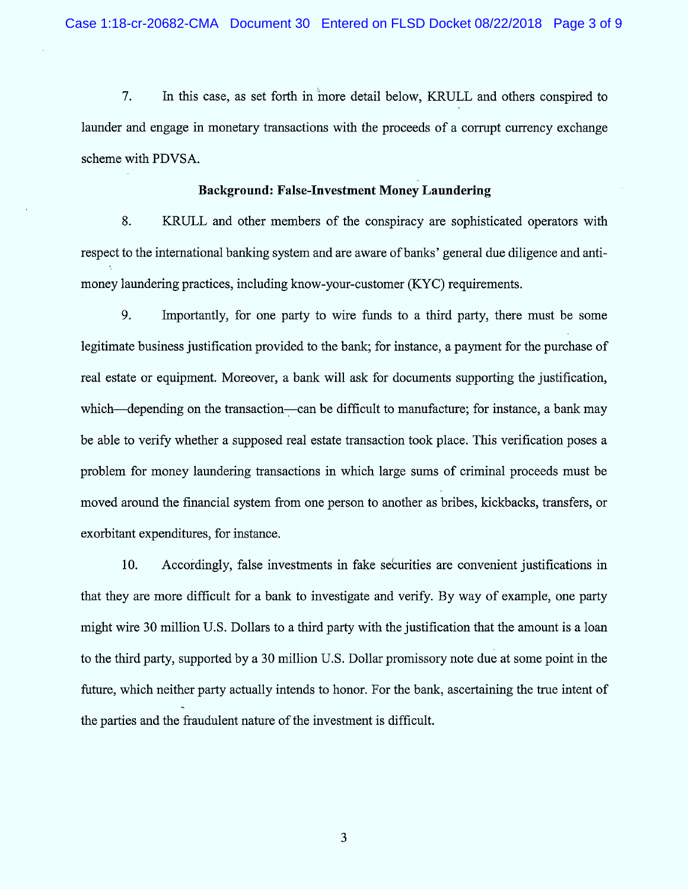7. In this case, as set forth in more detail below, KRULL and others conspired to launder and engage in monetary transactions with the proceeds of a corrupt currency exchange scheme with PDVSA.

**Background: False-Investment Money Laundering**

8. KRULL and other members of the conspiracy are sophisticated operators with respect to the international banking system and are aware of banks' general due diligence and anti-money laundering practices, including know-your-customer (KYC) requirements.

9. Importantly, for one party to wire funds to a third party, there must be some legitimate business justification provided to the bank; for instance, a payment for the purchase of real estate or equipment. Moreover, a bank will ask for documents supporting the justification, which—depending on the transaction—can be difficult to manufacture; for instance, a bank may be able to verify whether a supposed real estate transaction took place. This verification poses a problem for money laundering transactions in which large sums of criminal proceeds must be moved around the financial system from one person to another as bribes, kickbacks, transfers, or exorbitant expenditures, for instance.

10. Accordingly, false investments in fake securities are convenient justifications in that they are more difficult for a bank to investigate and verify. By way of example, one party might wire 30 million U.S. Dollars to a third party with the justification that the amount is a loan to the third party, supported by a 30 million U.S. Dollar promissory note due at some point in the future, which neither party actually intends to honor. For the bank, ascertaining the true intent of the parties and the fraudulent nature of the investment is difficult.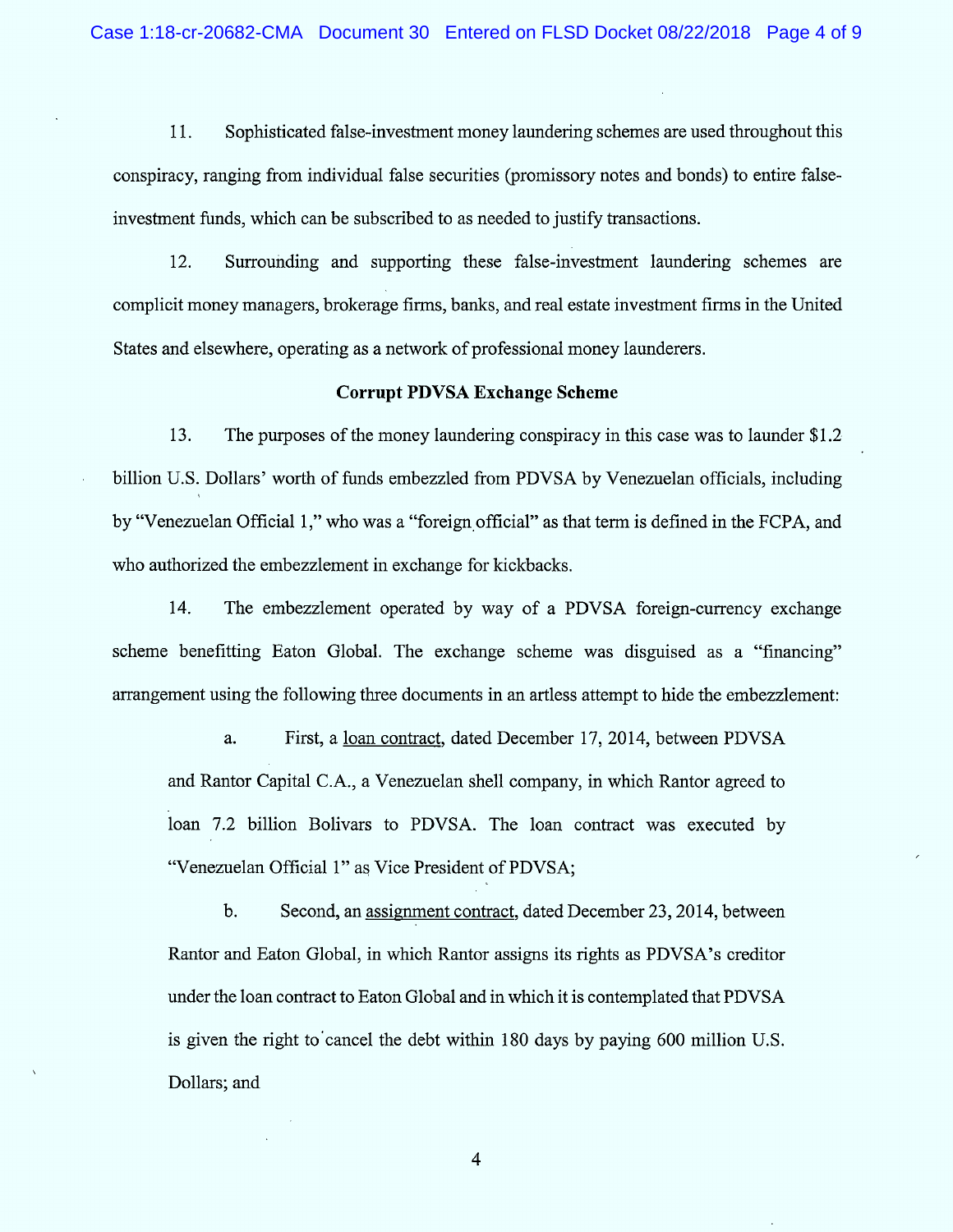11. Sophisticated false-investment money laundering schemes are used throughout this conspiracy, ranging from individual false securities (promissory notes and bonds) to entire false-investment funds, which can be subscribed to as needed to justify transactions.

12. Surrounding and supporting these false-investment laundering schemes are complicit money managers, brokerage firms, banks, and real estate investment firms in the United States and elsewhere, operating as a network of professional money launderers.

**Corrupt PDVSA Exchange Scheme**

13. The purposes of the money laundering conspiracy in this case was to launder $1.2 billion U.S. Dollars' worth of funds embezzled from PDVSA by Venezuelan officials, including by "Venezuelan Official 1," who was a "foreign official" as that term is defined in the FCPA, and who authorized the embezzlement in exchange for kickbacks.

14. The embezzlement operated by way of a PDVSA foreign-currency exchange scheme benefitting Eaton Global. The exchange scheme was disguised as a "financing" arrangement using the following three documents in an artless attempt to hide the embezzlement:

a. First, a <u>loan contract</u>, dated December 17, 2014, between PDVSA and Rantor Capital C.A., a Venezuelan shell company, in which Rantor agreed to loan 7.2 billion Bolivars to PDVSA. The loan contract was executed by "Venezuelan Official 1" as Vice President of PDVSA;

b. Second, an <u>assignment contract</u>, dated December 23, 2014, between Rantor and Eaton Global, in which Rantor assigns its rights as PDVSA's creditor under the loan contract to Eaton Global and in which it is contemplated that PDVSA is given the right to cancel the debt within 180 days by paying 600 million U.S. Dollars; and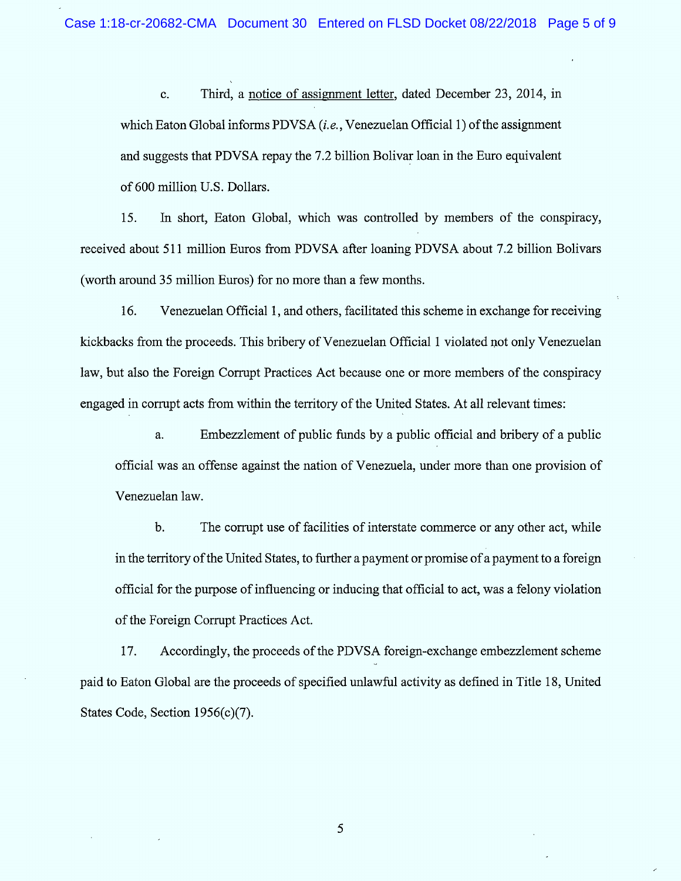c. Third, a <u>notice of assignment letter</u>, dated December 23, 2014, in which Eaton Global informs PDVSA (*i.e.*, Venezuelan Official 1) of the assignment and suggests that PDVSA repay the 7.2 billion Bolivar loan in the Euro equivalent of 600 million U.S. Dollars.

15. In short, Eaton Global, which was controlled by members of the conspiracy, received about 511 million Euros from PDVSA after loaning PDVSA about 7.2 billion Bolivars (worth around 35 million Euros) for no more than a few months.

16. Venezuelan Official 1, and others, facilitated this scheme in exchange for receiving kickbacks from the proceeds. This bribery of Venezuelan Official 1 violated not only Venezuelan law, but also the Foreign Corrupt Practices Act because one or more members of the conspiracy engaged in corrupt acts from within the territory of the United States. At all relevant times:

a. Embezzlement of public funds by a public official and bribery of a public official was an offense against the nation of Venezuela, under more than one provision of Venezuelan law.

b. The corrupt use of facilities of interstate commerce or any other act, while in the territory of the United States, to further a payment or promise of a payment to a foreign official for the purpose of influencing or inducing that official to act, was a felony violation of the Foreign Corrupt Practices Act.

17. Accordingly, the proceeds of the PDVSA foreign-exchange embezzlement scheme paid to Eaton Global are the proceeds of specified unlawful activity as defined in Title 18, United States Code, Section 1956(c)(7).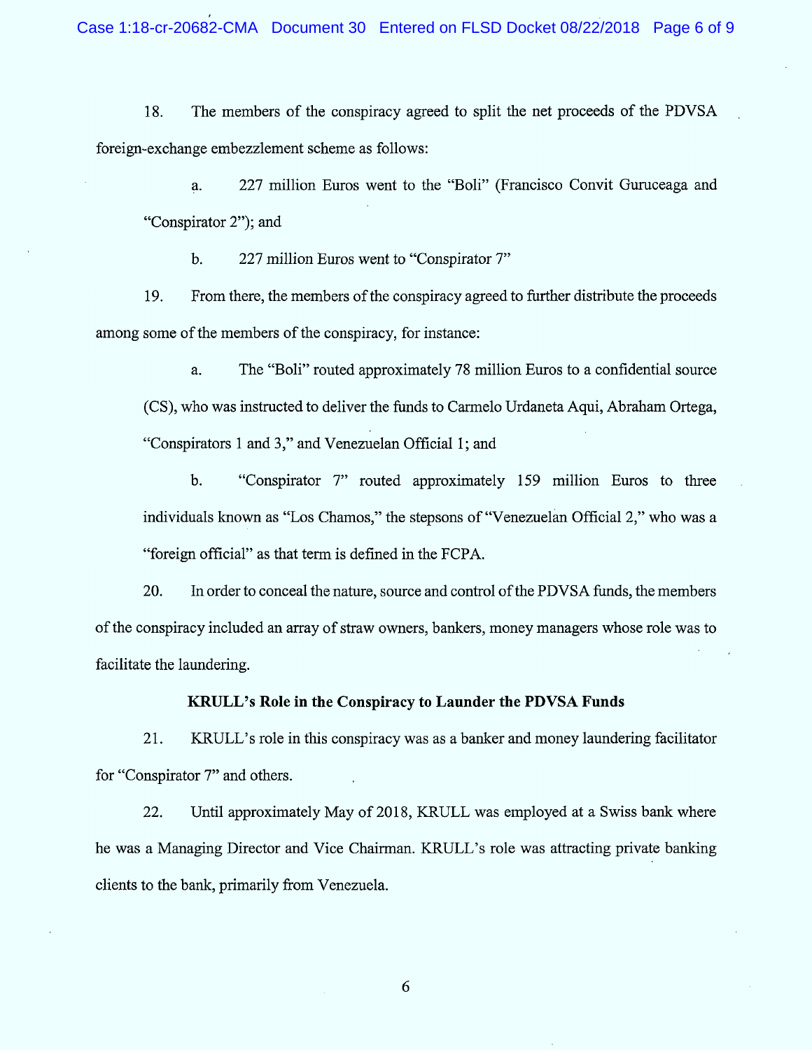18. The members of the conspiracy agreed to split the net proceeds of the PDVSA foreign-exchange embezzlement scheme as follows:

a. 227 million Euros went to the "Boli" (Francisco Convit Guruceaga and "Conspirator 2"); and

b. 227 million Euros went to "Conspirator 7"

19. From there, the members of the conspiracy agreed to further distribute the proceeds among some of the members of the conspiracy, for instance:

a. The "Boli" routed approximately 78 million Euros to a confidential source (CS), who was instructed to deliver the funds to Carmelo Urdaneta Aqui, Abraham Ortega, "Conspirators 1 and 3," and Venezuelan Official 1; and

b. "Conspirator 7" routed approximately 159 million Euros to three individuals known as "Los Chamos," the stepsons of "Venezuelan Official 2," who was a "foreign official" as that term is defined in the FCPA.

20. In order to conceal the nature, source and control of the PDVSA funds, the members of the conspiracy included an array of straw owners, bankers, money managers whose role was to facilitate the laundering.

**KRULL's Role in the Conspiracy to Launder the PDVSA Funds**

21. KRULL's role in this conspiracy was as a banker and money laundering facilitator for "Conspirator 7" and others.

22. Until approximately May of 2018, KRULL was employed at a Swiss bank where he was a Managing Director and Vice Chairman. KRULL's role was attracting private banking clients to the bank, primarily from Venezuela.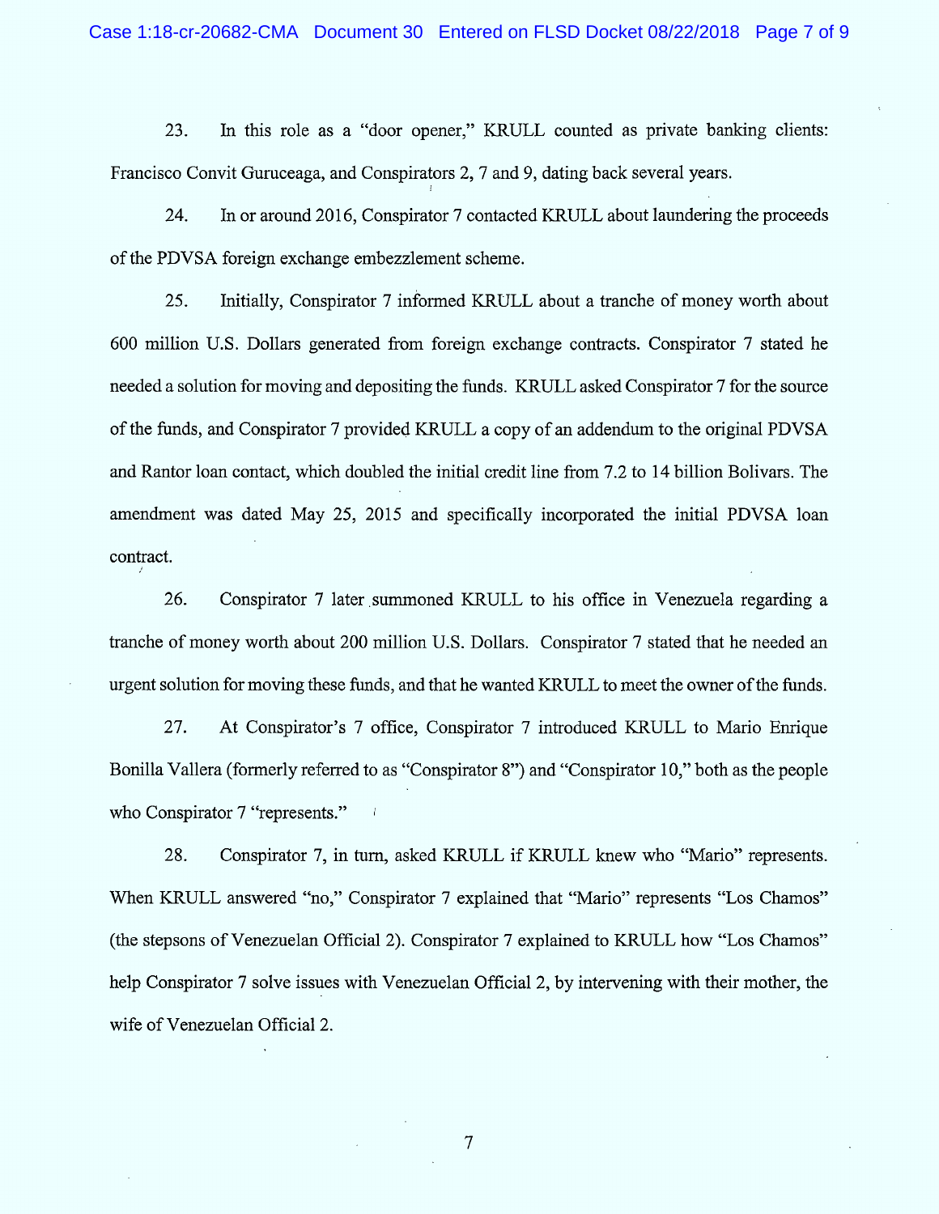23. In this role as a "door opener," KRULL counted as private banking clients: Francisco Convit Guruceaga, and Conspirators 2, 7 and 9, dating back several years.

24. In or around 2016, Conspirator 7 contacted KRULL about laundering the proceeds of the PDVSA foreign exchange embezzlement scheme.

25. Initially, Conspirator 7 informed KRULL about a tranche of money worth about 600 million U.S. Dollars generated from foreign exchange contracts. Conspirator 7 stated he needed a solution for moving and depositing the funds. KRULL asked Conspirator 7 for the source of the funds, and Conspirator 7 provided KRULL a copy of an addendum to the original PDVSA and Rantor loan contact, which doubled the initial credit line from 7.2 to 14 billion Bolivars. The amendment was dated May 25, 2015 and specifically incorporated the initial PDVSA loan contract.

26. Conspirator 7 later summoned KRULL to his office in Venezuela regarding a tranche of money worth about 200 million U.S. Dollars. Conspirator 7 stated that he needed an urgent solution for moving these funds, and that he wanted KRULL to meet the owner of the funds.

27. At Conspirator's 7 office, Conspirator 7 introduced KRULL to Mario Enrique Bonilla Vallera (formerly referred to as "Conspirator 8") and "Conspirator 10," both as the people who Conspirator 7 "represents."

28. Conspirator 7, in turn, asked KRULL if KRULL knew who "Mario" represents. When KRULL answered "no," Conspirator 7 explained that "Mario" represents "Los Chamos" (the stepsons of Venezuelan Official 2). Conspirator 7 explained to KRULL how "Los Chamos" help Conspirator 7 solve issues with Venezuelan Official 2, by intervening with their mother, the wife of Venezuelan Official 2.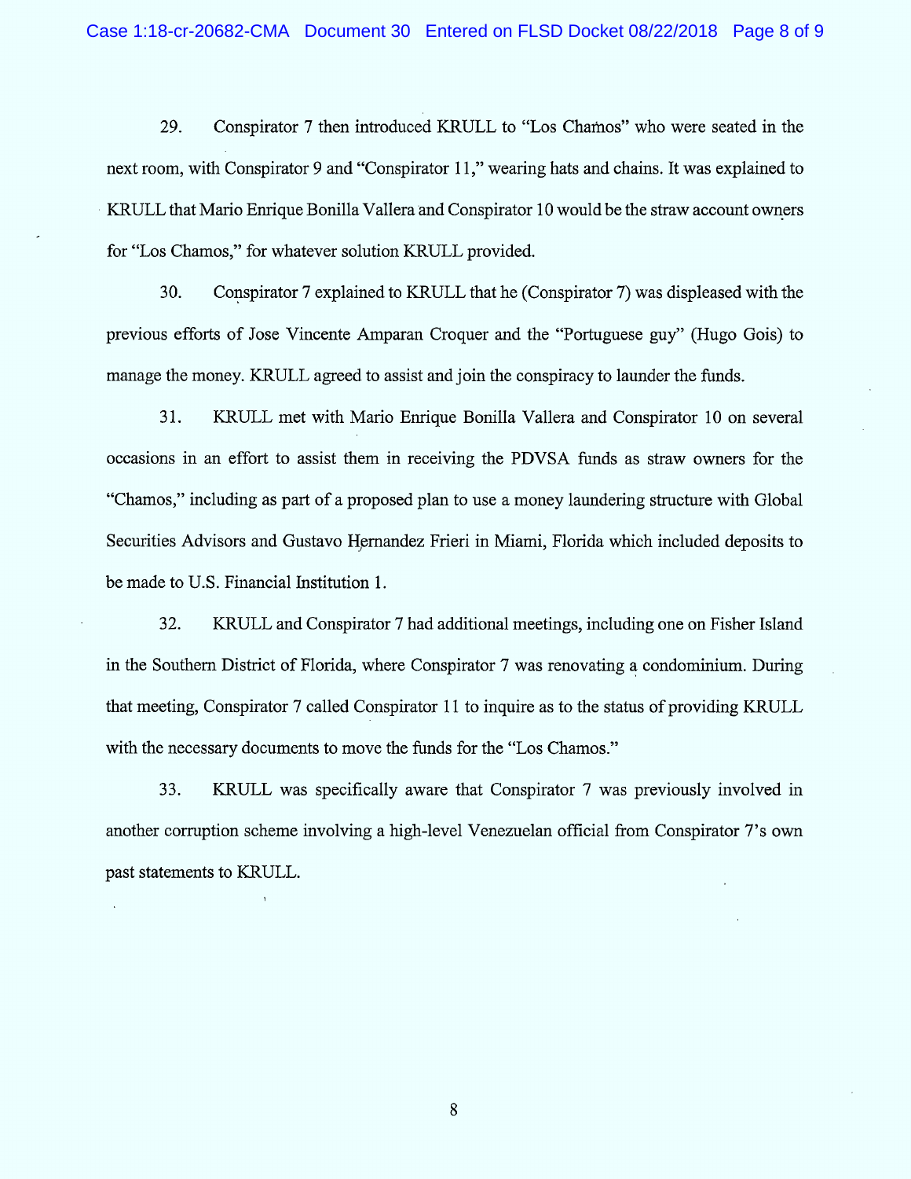29. Conspirator 7 then introduced KRULL to "Los Chamos" who were seated in the next room, with Conspirator 9 and "Conspirator 11," wearing hats and chains. It was explained to KRULL that Mario Enrique Bonilla Vallera and Conspirator 10 would be the straw account owners for "Los Chamos," for whatever solution KRULL provided.

30. Conspirator 7 explained to KRULL that he (Conspirator 7) was displeased with the previous efforts of Jose Vincente Amparan Croquer and the "Portuguese guy" (Hugo Gois) to manage the money. KRULL agreed to assist and join the conspiracy to launder the funds.

31. KRULL met with Mario Enrique Bonilla Vallera and Conspirator 10 on several occasions in an effort to assist them in receiving the PDVSA funds as straw owners for the "Chamos," including as part of a proposed plan to use a money laundering structure with Global Securities Advisors and Gustavo Hernandez Frieri in Miami, Florida which included deposits to be made to U.S. Financial Institution 1.

32. KRULL and Conspirator 7 had additional meetings, including one on Fisher Island in the Southern District of Florida, where Conspirator 7 was renovating a condominium. During that meeting, Conspirator 7 called Conspirator 11 to inquire as to the status of providing KRULL with the necessary documents to move the funds for the "Los Chamos."

33. KRULL was specifically aware that Conspirator 7 was previously involved in another corruption scheme involving a high-level Venezuelan official from Conspirator 7's own past statements to KRULL.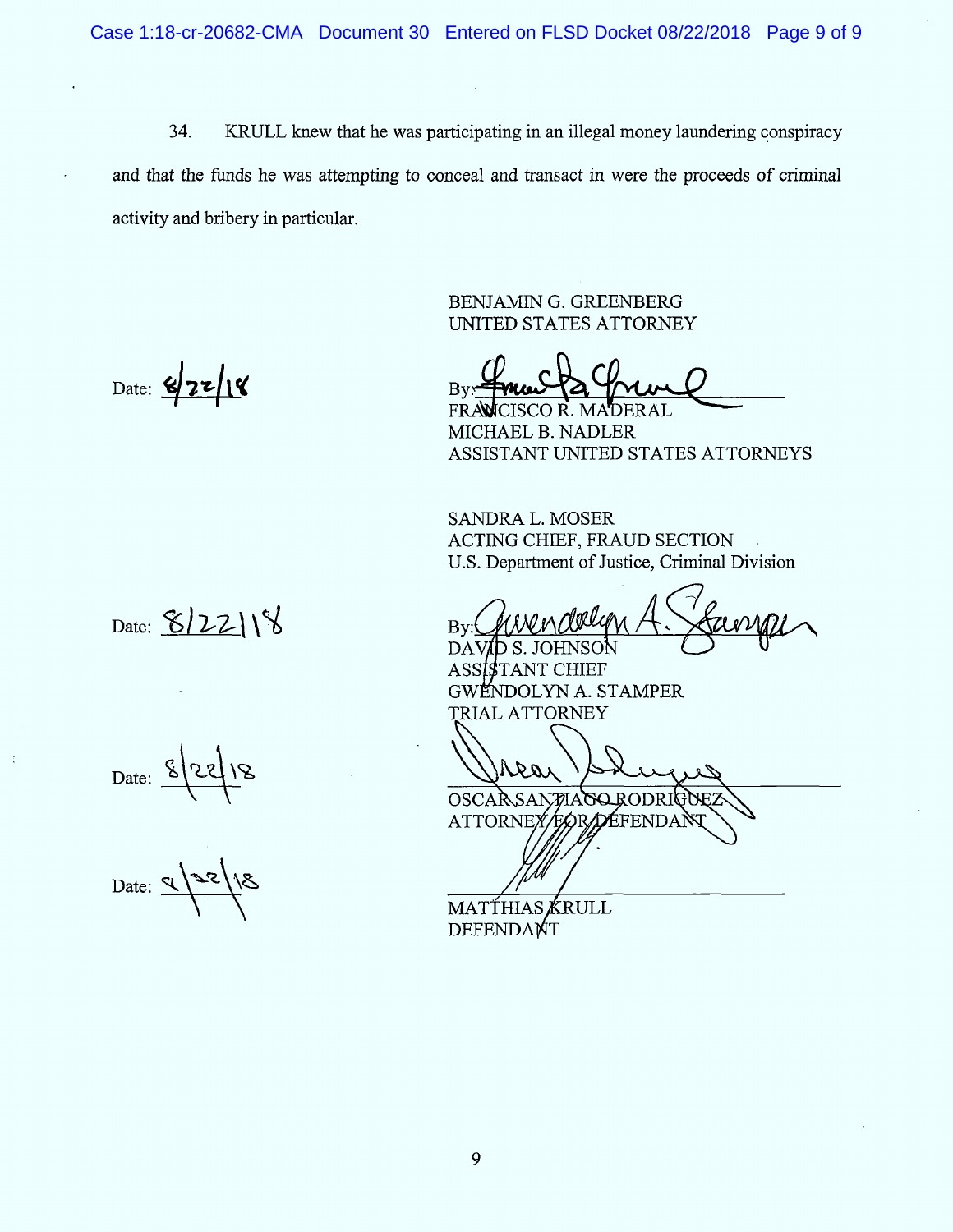34. KRULL knew that he was participating in an illegal money laundering conspiracy and that the funds he was attempting to conceal and transact in were the proceeds of criminal activity and bribery in particular.

BENJAMIN G. GREENBERG
UNITED STATES ATTORNEY

Date: 8/22/18

By: ______________________
FRANCISCO R. MADERAL
MICHAEL B. NADLER
ASSISTANT UNITED STATES ATTORNEYS

SANDRA L. MOSER
ACTING CHIEF, FRAUD SECTION
U.S. Department of Justice, Criminal Division

Date: 8/22/18

By: ______________________
DAVID S. JOHNSON
ASSISTANT CHIEF
GWENDOLYN A. STAMPER
TRIAL ATTORNEY

Date: 8/22/18

______________________
OSCAR SANTIAGO RODRIGUEZ
ATTORNEY FOR DEFENDANT

Date: 8/22/18

______________________
MATTHIAS KRULL
DEFENDANT